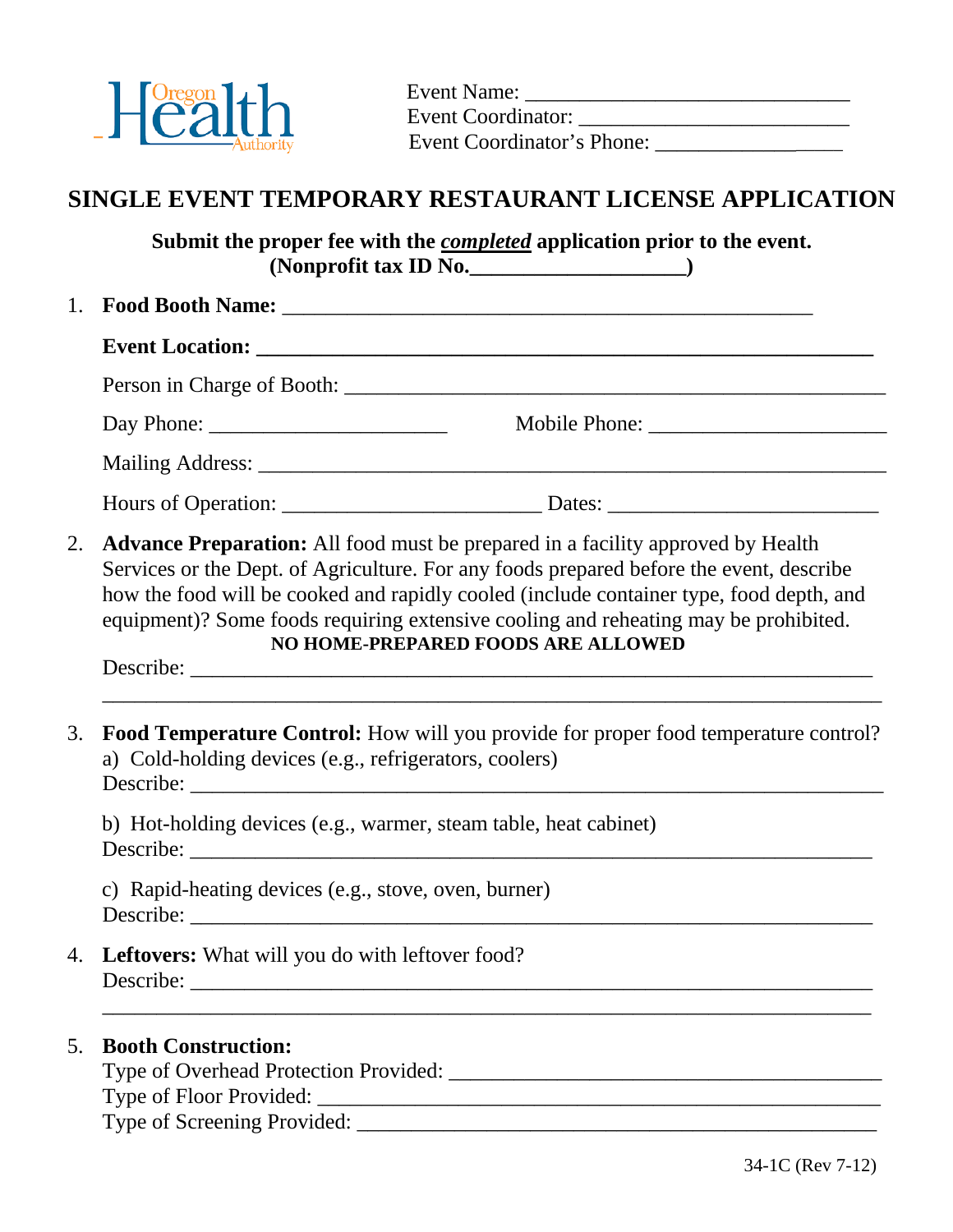Oregon Health Authority

Event Name: ______________________________
Event Coordinator: ________________________
Event Coordinator's Phone: _________________

# SINGLE EVENT TEMPORARY RESTAURANT LICENSE APPLICATION

**Submit the proper fee with the *completed* application prior to the event.**
**(Nonprofit tax ID No.____________________)**

1. **Food Booth Name:** __________________________________________________

   **Event Location:** __________________________________________________

   Person in Charge of Booth: __________________________________________________

   Day Phone: ______________________ Mobile Phone: ______________________

   Mailing Address: __________________________________________________

   Hours of Operation: ________________________ Dates: _________________________

2. **Advance Preparation:** All food must be prepared in a facility approved by Health Services or the Dept. of Agriculture. For any foods prepared before the event, describe how the food will be cooked and rapidly cooled (include container type, food depth, and equipment)? Some foods requiring extensive cooling and reheating may be prohibited.

   **NO HOME-PREPARED FOODS ARE ALLOWED**

   Describe: __________________________________________________
   __________________________________________________

3. **Food Temperature Control:** How will you provide for proper food temperature control?

   a) Cold-holding devices (e.g., refrigerators, coolers)
   Describe: __________________________________________________

   b) Hot-holding devices (e.g., warmer, steam table, heat cabinet)
   Describe: __________________________________________________

   c) Rapid-heating devices (e.g., stove, oven, burner)
   Describe: __________________________________________________

4. **Leftovers:** What will you do with leftover food?
   Describe: __________________________________________________
   __________________________________________________

5. **Booth Construction:**
   Type of Overhead Protection Provided: ________________________________________
   Type of Floor Provided: ________________________________________
   Type of Screening Provided: ________________________________________

34-1C (Rev 7-12)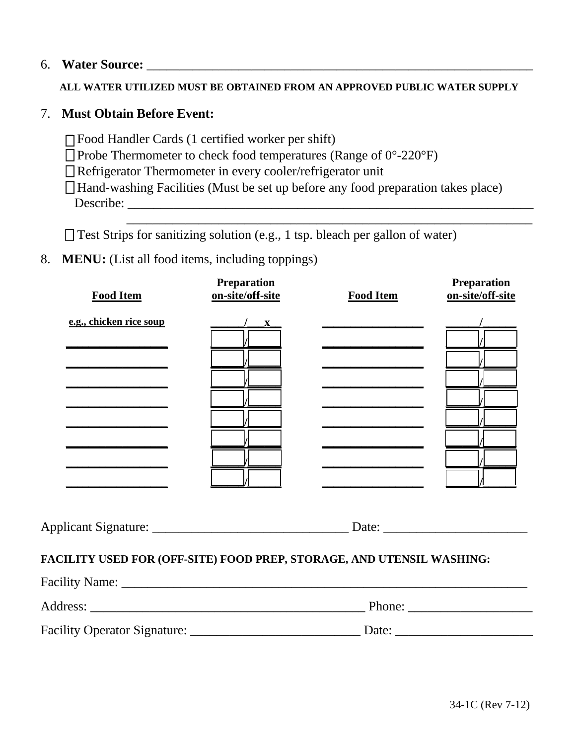6. **Water Source:** ___________________________________________________________

**ALL WATER UTILIZED MUST BE OBTAINED FROM AN APPROVED PUBLIC WATER SUPPLY**

7. **Must Obtain Before Event:**

- ☐ Food Handler Cards (1 certified worker per shift)
- ☐ Probe Thermometer to check food temperatures (Range of 0°-220°F)
- ☐ Refrigerator Thermometer in every cooler/refrigerator unit
- ☐ Hand-washing Facilities (Must be set up before any food preparation takes place)
  Describe: ___________________________________________________________________
  ___________________________________________________________________
- ☐ Test Strips for sanitizing solution (e.g., 1 tsp. bleach per gallon of water)

8. **MENU:** (List all food items, including toppings)

| Food Item | Preparation on-site/off-site | Food Item | Preparation on-site/off-site |
|---|---|---|---|
| e.g., chicken rice soup | / x | | / |
| | / | | / |
| | / | | / |
| | / | | / |
| | / | | / |
| | / | | / |
| | / | | / |
| | / | | / |
| | / | | / |

Applicant Signature: _______________________________ Date: ______________________

**FACILITY USED FOR (OFF-SITE) FOOD PREP, STORAGE, AND UTENSIL WASHING:**

Facility Name: _______________________________________________________________

Address: ___________________________________________ Phone: ___________________

Facility Operator Signature: ___________________________ Date: _____________________

34-1C (Rev 7-12)